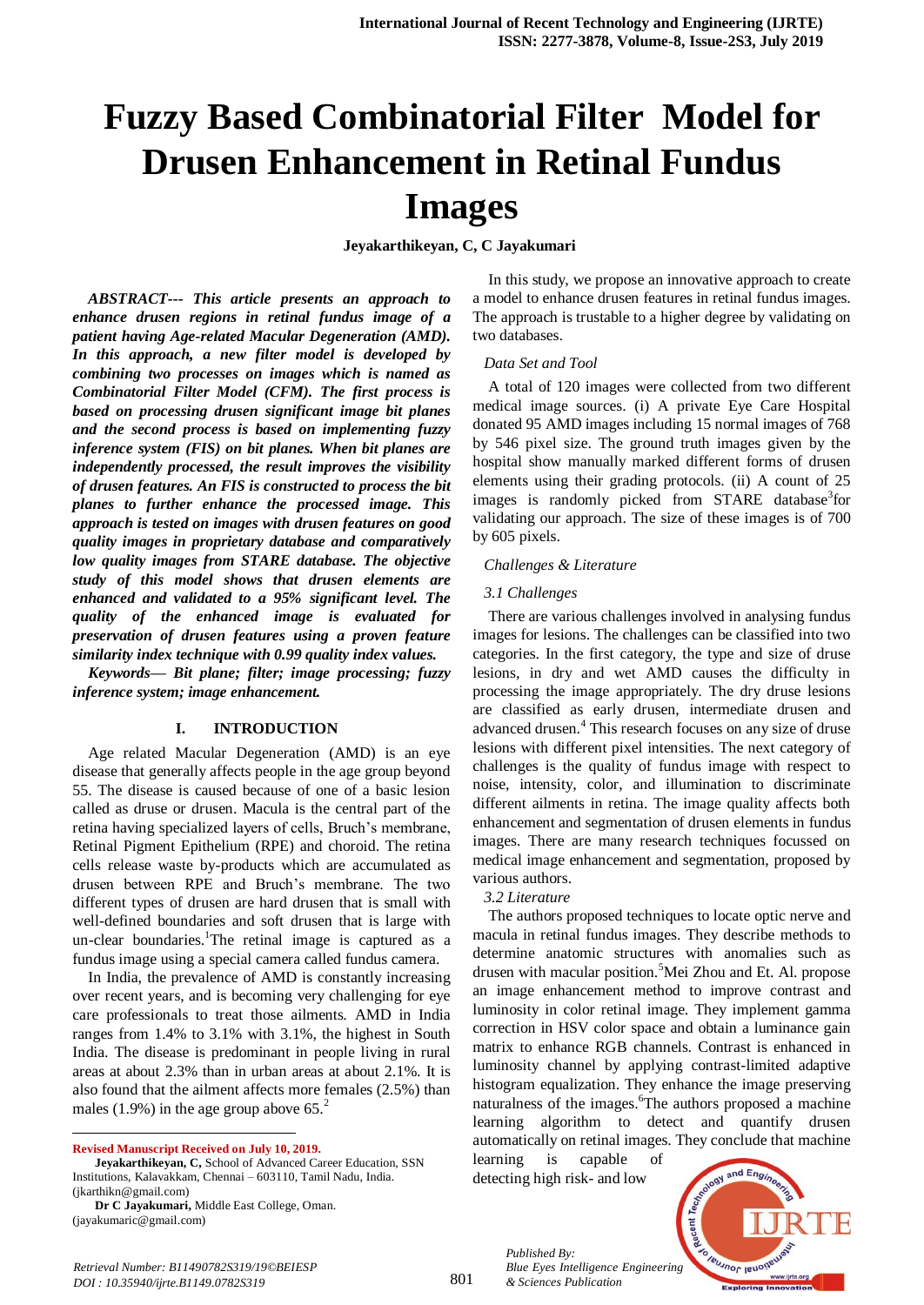# Fuzzy Based Combinatorial Filter Model for Drusen Enhancement in Retinal Fundus Images

**Jeyakarthikeyan, C, C Jayakumari**

***ABSTRACT--- This article presents an approach to enhance drusen regions in retinal fundus image of a patient having Age-related Macular Degeneration (AMD). In this approach, a new filter model is developed by combining two processes on images which is named as Combinatorial Filter Model (CFM). The first process is based on processing drusen significant image bit planes and the second process is based on implementing fuzzy inference system (FIS) on bit planes. When bit planes are independently processed, the result improves the visibility of drusen features. An FIS is constructed to process the bit planes to further enhance the processed image. This approach is tested on images with drusen features on good quality images in proprietary database and comparatively low quality images from STARE database. The objective study of this model shows that drusen elements are enhanced and validated to a 95% significant level. The quality of the enhanced image is evaluated for preservation of drusen features using a proven feature similarity index technique with 0.99 quality index values.***

***Keywords— Bit plane; filter; image processing; fuzzy inference system; image enhancement.***

## I. INTRODUCTION

Age related Macular Degeneration (AMD) is an eye disease that generally affects people in the age group beyond 55. The disease is caused because of one of a basic lesion called as druse or drusen. Macula is the central part of the retina having specialized layers of cells, Bruch's membrane, Retinal Pigment Epithelium (RPE) and choroid. The retina cells release waste by-products which are accumulated as drusen between RPE and Bruch's membrane. The two different types of drusen are hard drusen that is small with well-defined boundaries and soft drusen that is large with un-clear boundaries.[1]The retinal image is captured as a fundus image using a special camera called fundus camera.

In India, the prevalence of AMD is constantly increasing over recent years, and is becoming very challenging for eye care professionals to treat those ailments. AMD in India ranges from 1.4% to 3.1% with 3.1%, the highest in South India. The disease is predominant in people living in rural areas at about 2.3% than in urban areas at about 2.1%. It is also found that the ailment affects more females (2.5%) than males (1.9%) in the age group above 65.[2]

**Revised Manuscript Received on July 10, 2019.**

**Jeyakarthikeyan, C,** School of Advanced Career Education, SSN Institutions, Kalavakkam, Chennai – 603110, Tamil Nadu, India. (jkarthikn@gmail.com)

**Dr C Jayakumari,** Middle East College, Oman. (jayakumaric@gmail.com)

In this study, we propose an innovative approach to create a model to enhance drusen features in retinal fundus images. The approach is trustable to a higher degree by validating on two databases.

*Data Set and Tool*

A total of 120 images were collected from two different medical image sources. (i) A private Eye Care Hospital donated 95 AMD images including 15 normal images of 768 by 546 pixel size. The ground truth images given by the hospital show manually marked different forms of drusen elements using their grading protocols. (ii) A count of 25 images is randomly picked from STARE database[3]for validating our approach. The size of these images is of 700 by 605 pixels.

*Challenges & Literature*

*3.1 Challenges*

There are various challenges involved in analysing fundus images for lesions. The challenges can be classified into two categories. In the first category, the type and size of druse lesions, in dry and wet AMD causes the difficulty in processing the image appropriately. The dry druse lesions are classified as early drusen, intermediate drusen and advanced drusen.[4] This research focuses on any size of druse lesions with different pixel intensities. The next category of challenges is the quality of fundus image with respect to noise, intensity, color, and illumination to discriminate different ailments in retina. The image quality affects both enhancement and segmentation of drusen elements in fundus images. There are many research techniques focussed on medical image enhancement and segmentation, proposed by various authors.

*3.2 Literature*

The authors proposed techniques to locate optic nerve and macula in retinal fundus images. They describe methods to determine anatomic structures with anomalies such as drusen with macular position.[5]Mei Zhou and Et. Al. propose an image enhancement method to improve contrast and luminosity in color retinal image. They implement gamma correction in HSV color space and obtain a luminance gain matrix to enhance RGB channels. Contrast is enhanced in luminosity channel by applying contrast-limited adaptive histogram equalization. They enhance the image preserving naturalness of the images.[6]The authors proposed a machine learning algorithm to detect and quantify drusen automatically on retinal images. They conclude that machine learning is capable of detecting high risk- and low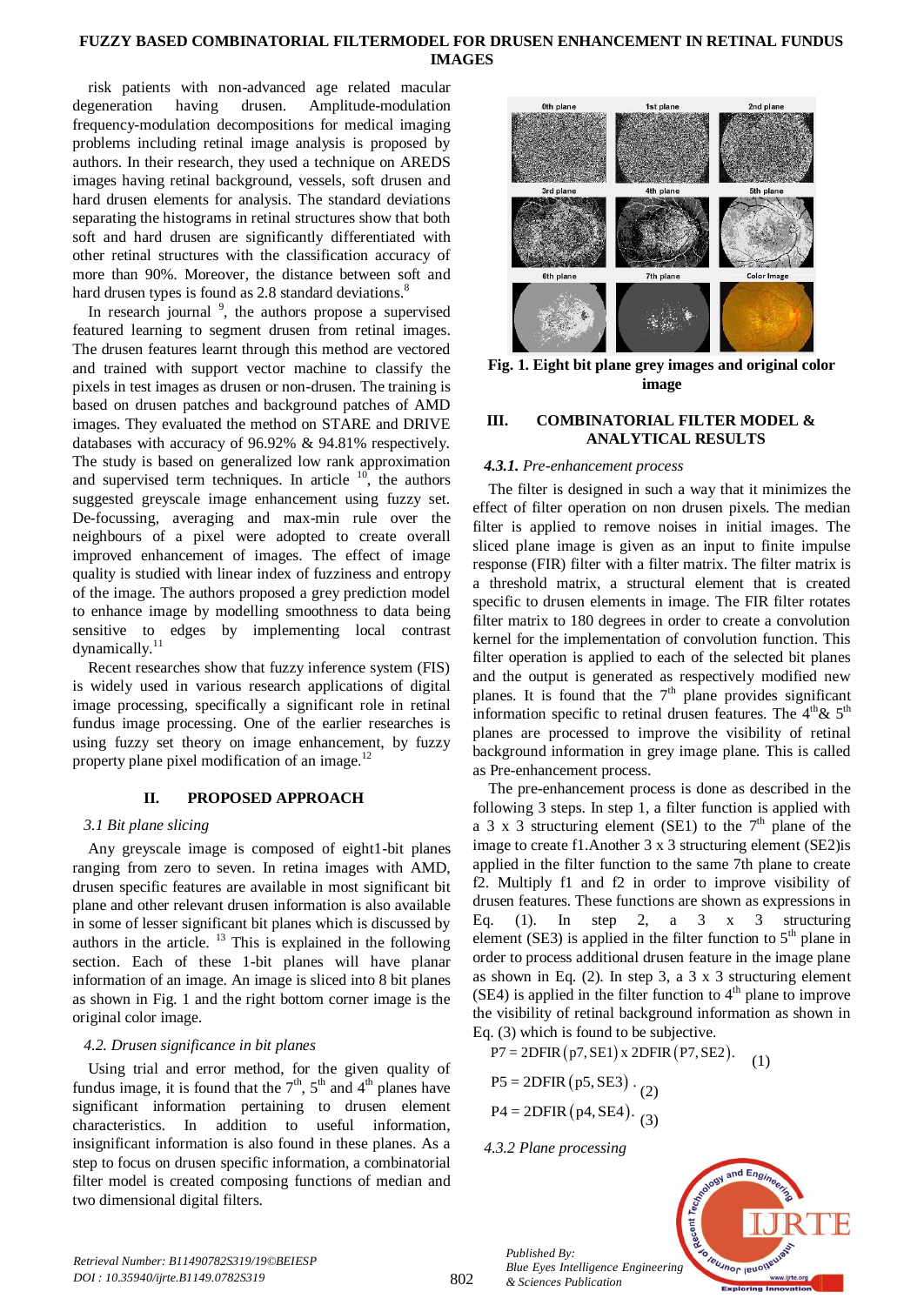risk patients with non-advanced age related macular degeneration having drusen. Amplitude-modulation frequency-modulation decompositions for medical imaging problems including retinal image analysis is proposed by authors. In their research, they used a technique on AREDS images having retinal background, vessels, soft drusen and hard drusen elements for analysis. The standard deviations separating the histograms in retinal structures show that both soft and hard drusen are significantly differentiated with other retinal structures with the classification accuracy of more than 90%. Moreover, the distance between soft and hard drusen types is found as 2.8 standard deviations.[8]

In research journal [9], the authors propose a supervised featured learning to segment drusen from retinal images. The drusen features learnt through this method are vectored and trained with support vector machine to classify the pixels in test images as drusen or non-drusen. The training is based on drusen patches and background patches of AMD images. They evaluated the method on STARE and DRIVE databases with accuracy of 96.92% & 94.81% respectively. The study is based on generalized low rank approximation and supervised term techniques. In article [10], the authors suggested greyscale image enhancement using fuzzy set. De-focussing, averaging and max-min rule over the neighbours of a pixel were adopted to create overall improved enhancement of images. The effect of image quality is studied with linear index of fuzziness and entropy of the image. The authors proposed a grey prediction model to enhance image by modelling smoothness to data being sensitive to edges by implementing local contrast dynamically.[11]

Recent researches show that fuzzy inference system (FIS) is widely used in various research applications of digital image processing, specifically a significant role in retinal fundus image processing. One of the earlier researches is using fuzzy set theory on image enhancement, by fuzzy property plane pixel modification of an image.[12]

## II. PROPOSED APPROACH

### *3.1 Bit plane slicing*

Any greyscale image is composed of eight1-bit planes ranging from zero to seven. In retina images with AMD, drusen specific features are available in most significant bit plane and other relevant drusen information is also available in some of lesser significant bit planes which is discussed by authors in the article. [13] This is explained in the following section. Each of these 1-bit planes will have planar information of an image. An image is sliced into 8 bit planes as shown in Fig. 1 and the right bottom corner image is the original color image.

### *4.2. Drusen significance in bit planes*

Using trial and error method, for the given quality of fundus image, it is found that the 7th, 5th and 4th planes have significant information pertaining to drusen element characteristics. In addition to useful information, insignificant information is also found in these planes. As a step to focus on drusen specific information, a combinatorial filter model is created composing functions of median and two dimensional digital filters.

**Fig. 1. Eight bit plane grey images and original color image**

## III. COMBINATORIAL FILTER MODEL & ANALYTICAL RESULTS

### *4.3.1. Pre-enhancement process*

The filter is designed in such a way that it minimizes the effect of filter operation on non drusen pixels. The median filter is applied to remove noises in initial images. The sliced plane image is given as an input to finite impulse response (FIR) filter with a filter matrix. The filter matrix is a threshold matrix, a structural element that is created specific to drusen elements in image. The FIR filter rotates filter matrix to 180 degrees in order to create a convolution kernel for the implementation of convolution function. This filter operation is applied to each of the selected bit planes and the output is generated as respectively modified new planes. It is found that the 7th plane provides significant information specific to retinal drusen features. The 4th& 5th planes are processed to improve the visibility of retinal background information in grey image plane. This is called as Pre-enhancement process.

The pre-enhancement process is done as described in the following 3 steps. In step 1, a filter function is applied with a 3 x 3 structuring element (SE1) to the 7th plane of the image to create f1.Another 3 x 3 structuring element (SE2)is applied in the filter function to the same 7th plane to create f2. Multiply f1 and f2 in order to improve visibility of drusen features. These functions are shown as expressions in Eq. (1). In step 2, a 3 x 3 structuring element (SE3) is applied in the filter function to 5th plane in order to process additional drusen feature in the image plane as shown in Eq. (2). In step 3, a 3 x 3 structuring element (SE4) is applied in the filter function to 4th plane to improve the visibility of retinal background information as shown in Eq. (3) which is found to be subjective.

$$P7 = 2DFIR(p7, SE1) \times 2DFIR(P7, SE2). \quad (1)$$

$$P5 = 2DFIR(p5, SE3). \quad (2)$$

$$P4 = 2DFIR(p4, SE4). \quad (3)$$

### *4.3.2 Plane processing*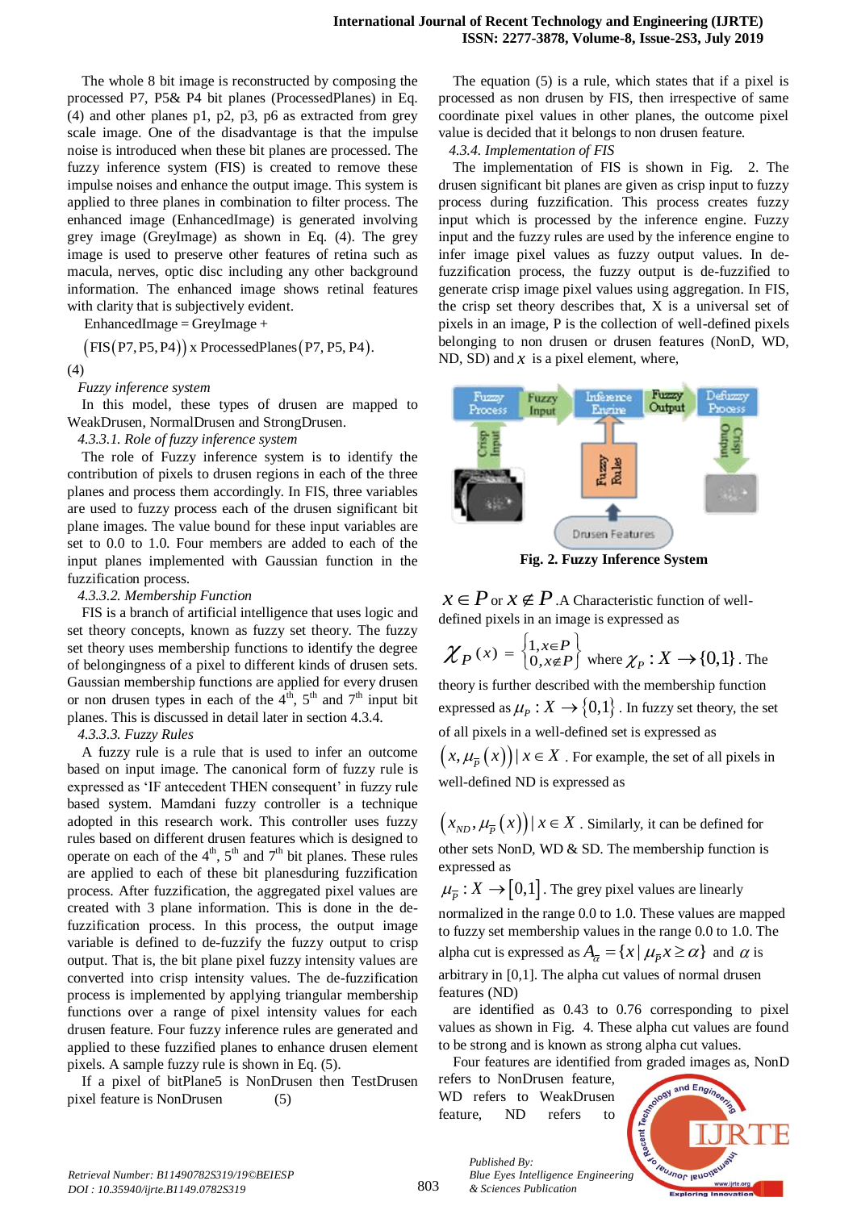The whole 8 bit image is reconstructed by composing the processed P7, P5& P4 bit planes (ProcessedPlanes) in Eq. (4) and other planes p1, p2, p3, p6 as extracted from grey scale image. One of the disadvantage is that the impulse noise is introduced when these bit planes are processed. The fuzzy inference system (FIS) is created to remove these impulse noises and enhance the output image. This system is applied to three planes in combination to filter process. The enhanced image (EnhancedImage) is generated involving grey image (GreyImage) as shown in Eq. (4). The grey image is used to preserve other features of retina such as macula, nerves, optic disc including any other background information. The enhanced image shows retinal features with clarity that is subjectively evident.

$$\text{EnhancedImage} = \text{GreyImage} + \left(\text{FIS}(\text{P7}, \text{P5}, \text{P4})\right) \times \text{ProcessedPlanes}(\text{P7}, \text{P5}, \text{P4}). \quad (4)$$

*Fuzzy inference system*

In this model, these types of drusen are mapped to WeakDrusen, NormalDrusen and StrongDrusen.

*4.3.3.1. Role of fuzzy inference system*

The role of Fuzzy inference system is to identify the contribution of pixels to drusen regions in each of the three planes and process them accordingly. In FIS, three variables are used to fuzzy process each of the drusen significant bit plane images. The value bound for these input variables are set to 0.0 to 1.0. Four members are added to each of the input planes implemented with Gaussian function in the fuzzification process.

*4.3.3.2. Membership Function*

FIS is a branch of artificial intelligence that uses logic and set theory concepts, known as fuzzy set theory. The fuzzy set theory uses membership functions to identify the degree of belongingness of a pixel to different kinds of drusen sets. Gaussian membership functions are applied for every drusen or non drusen types in each of the 4th, 5th and 7th input bit planes. This is discussed in detail later in section 4.3.4.

*4.3.3.3. Fuzzy Rules*

A fuzzy rule is a rule that is used to infer an outcome based on input image. The canonical form of fuzzy rule is expressed as 'IF antecedent THEN consequent' in fuzzy rule based system. Mamdani fuzzy controller is a technique adopted in this research work. This controller uses fuzzy rules based on different drusen features which is designed to operate on each of the 4th, 5th and 7th bit planes. These rules are applied to each of these bit planesduring fuzzification process. After fuzzification, the aggregated pixel values are created with 3 plane information. This is done in the de-fuzzification process. In this process, the output image variable is defined to de-fuzzify the fuzzy output to crisp output. That is, the bit plane pixel fuzzy intensity values are converted into crisp intensity values. The de-fuzzification process is implemented by applying triangular membership functions over a range of pixel intensity values for each drusen feature. Four fuzzy inference rules are generated and applied to these fuzzified planes to enhance drusen element pixels. A sample fuzzy rule is shown in Eq. (5).

If a pixel of bitPlane5 is NonDrusen then TestDrusen pixel feature is NonDrusen (5)

The equation (5) is a rule, which states that if a pixel is processed as non drusen by FIS, then irrespective of same coordinate pixel values in other planes, the outcome pixel value is decided that it belongs to non drusen feature.

*4.3.4. Implementation of FIS*

The implementation of FIS is shown in Fig. 2. The drusen significant bit planes are given as crisp input to fuzzy process during fuzzification. This process creates fuzzy input which is processed by the inference engine. Fuzzy input and the fuzzy rules are used by the inference engine to infer image pixel values as fuzzy output values. In de-fuzzification process, the fuzzy output is de-fuzzified to generate crisp image pixel values using aggregation. In FIS, the crisp set theory describes that, X is a universal set of pixels in an image, P is the collection of well-defined pixels belonging to non drusen or drusen features (NonD, WD, ND, SD) and $x$ is a pixel element, where,

**Fig. 2. Fuzzy Inference System**

$x \in P$ or $x \notin P$. A Characteristic function of well-defined pixels in an image is expressed as

$\chi_P(x) = \begin{Bmatrix} 1, x \in P \\ 0, x \notin P \end{Bmatrix}$ where $\chi_P : X \rightarrow \{0,1\}$. The theory is further described with the membership function expressed as $\mu_P : X \rightarrow \{0,1\}$. In fuzzy set theory, the set of all pixels in a well-defined set is expressed as $\left(x, \mu_{\overline{P}}(x)\right) | x \in X$. For example, the set of all pixels in well-defined ND is expressed as

$\left(x_{ND}, \mu_{\overline{P}}(x)\right) | x \in X$. Similarly, it can be defined for other sets NonD, WD & SD. The membership function is expressed as

$\mu_{\overline{P}} : X \rightarrow [0,1]$. The grey pixel values are linearly normalized in the range 0.0 to 1.0. These values are mapped to fuzzy set membership values in the range 0.0 to 1.0. The alpha cut is expressed as $A_{\overline{\alpha}} = \{x \,|\, \mu_{\overline{P}} x \geq \alpha\}$ and $\alpha$ is arbitrary in [0,1]. The alpha cut values of normal drusen features (ND)

are identified as 0.43 to 0.76 corresponding to pixel values as shown in Fig. 4. These alpha cut values are found to be strong and is known as strong alpha cut values.

Four features are identified from graded images as, NonD refers to NonDrusen feature, WD refers to WeakDrusen feature, ND refers to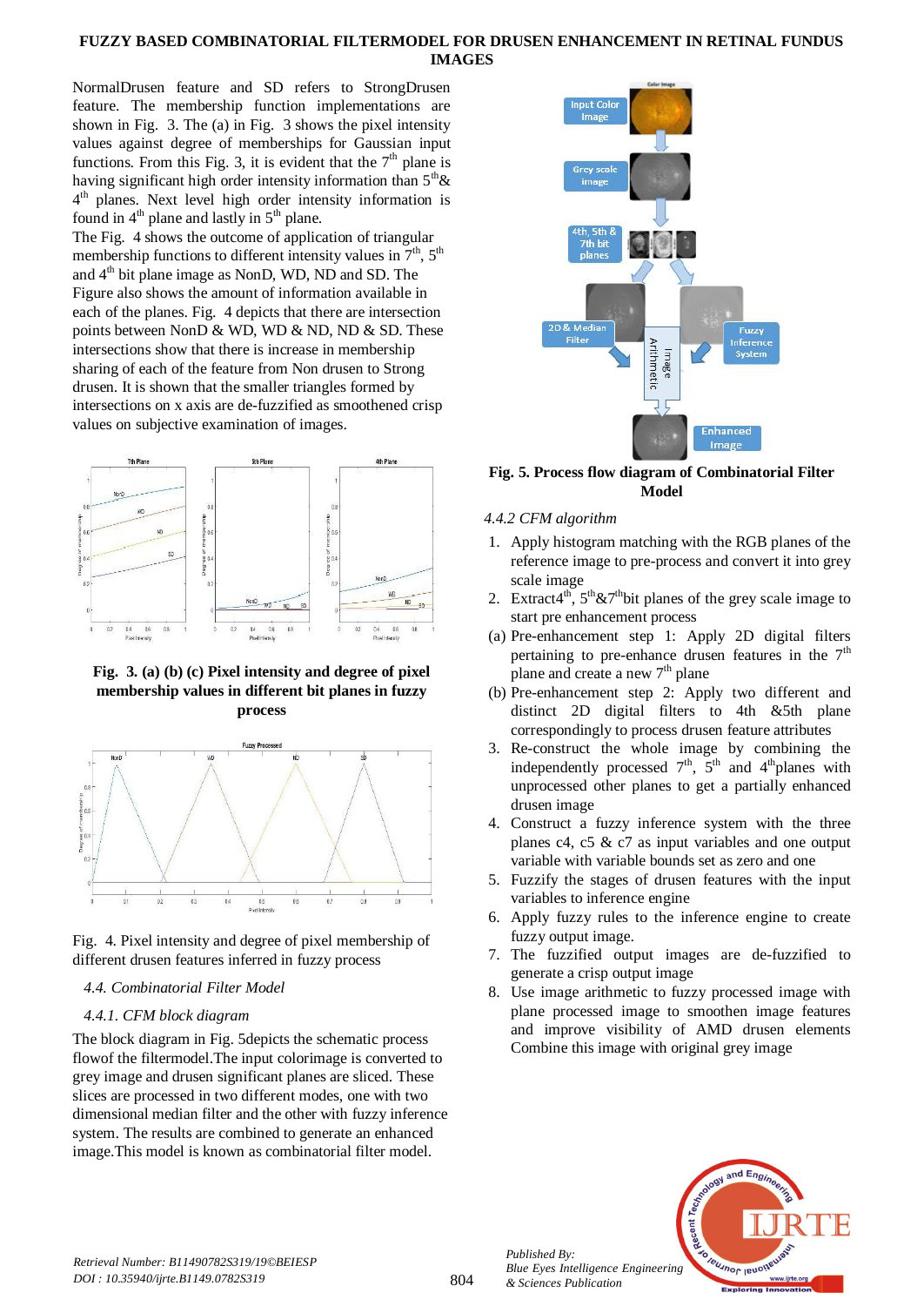NormalDrusen feature and SD refers to StrongDrusen feature. The membership function implementations are shown in Fig. 3. The (a) in Fig. 3 shows the pixel intensity values against degree of memberships for Gaussian input functions. From this Fig. 3, it is evident that the 7$^{th}$ plane is having significant high order intensity information than 5$^{th}$& 4$^{th}$ planes. Next level high order intensity information is found in 4$^{th}$ plane and lastly in 5$^{th}$ plane.

The Fig. 4 shows the outcome of application of triangular membership functions to different intensity values in 7$^{th}$, 5$^{th}$ and 4$^{th}$ bit plane image as NonD, WD, ND and SD. The Figure also shows the amount of information available in each of the planes. Fig. 4 depicts that there are intersection points between NonD & WD, WD & ND, ND & SD. These intersections show that there is increase in membership sharing of each of the feature from Non drusen to Strong drusen. It is shown that the smaller triangles formed by intersections on x axis are de-fuzzified as smoothened crisp values on subjective examination of images.

**Fig. 3. (a) (b) (c) Pixel intensity and degree of pixel membership values in different bit planes in fuzzy process**

Fig. 4. Pixel intensity and degree of pixel membership of different drusen features inferred in fuzzy process

*4.4. Combinatorial Filter Model*

*4.4.1. CFM block diagram*

The block diagram in Fig. 5depicts the schematic process flowof the filtermodel.The input colorimage is converted to grey image and drusen significant planes are sliced. These slices are processed in two different modes, one with two dimensional median filter and the other with fuzzy inference system. The results are combined to generate an enhanced image.This model is known as combinatorial filter model.

**Fig. 5. Process flow diagram of Combinatorial Filter Model**

*4.4.2 CFM algorithm*

1. Apply histogram matching with the RGB planes of the reference image to pre-process and convert it into grey scale image
2. Extract4$^{th}$, 5$^{th}$&7$^{th}$bit planes of the grey scale image to start pre enhancement process

(a) Pre-enhancement step 1: Apply 2D digital filters pertaining to pre-enhance drusen features in the 7$^{th}$ plane and create a new 7$^{th}$ plane

(b) Pre-enhancement step 2: Apply two different and distinct 2D digital filters to 4th &5th plane correspondingly to process drusen feature attributes

3. Re-construct the whole image by combining the independently processed 7$^{th}$, 5$^{th}$ and 4$^{th}$planes with unprocessed other planes to get a partially enhanced drusen image
4. Construct a fuzzy inference system with the three planes c4, c5 & c7 as input variables and one output variable with variable bounds set as zero and one
5. Fuzzify the stages of drusen features with the input variables to inference engine
6. Apply fuzzy rules to the inference engine to create fuzzy output image.
7. The fuzzified output images are de-fuzzified to generate a crisp output image
8. Use image arithmetic to fuzzy processed image with plane processed image to smoothen image features and improve visibility of AMD drusen elements Combine this image with original grey image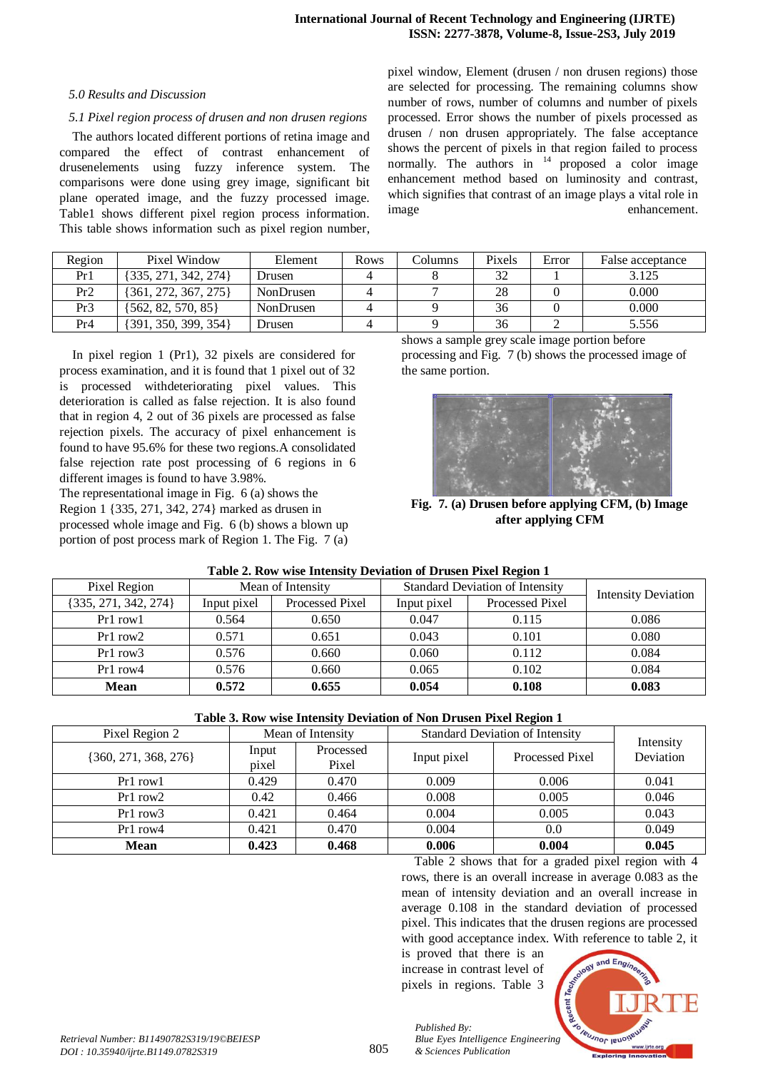### 5.0 Results and Discussion

#### 5.1 Pixel region process of drusen and non drusen regions

The authors located different portions of retina image and compared the effect of contrast enhancement of drusenelements using fuzzy inference system. The comparisons were done using grey image, significant bit plane operated image, and the fuzzy processed image. Table1 shows different pixel region process information. This table shows information such as pixel region number, pixel window, Element (drusen / non drusen regions) those are selected for processing. The remaining columns show number of rows, number of columns and number of pixels processed. Error shows the number of pixels processed as drusen / non drusen appropriately. The false acceptance shows the percent of pixels in that region failed to process normally. The authors in [14] proposed a color image enhancement method based on luminosity and contrast, which signifies that contrast of an image plays a vital role in image enhancement.

| Region | Pixel Window | Element | Rows | Columns | Pixels | Error | False acceptance |
|---|---|---|---|---|---|---|---|
| Pr1 | {335, 271, 342, 274} | Drusen | 4 | 8 | 32 | 1 | 3.125 |
| Pr2 | {361, 272, 367, 275} | NonDrusen | 4 | 7 | 28 | 0 | 0.000 |
| Pr3 | {562, 82, 570, 85} | NonDrusen | 4 | 9 | 36 | 0 | 0.000 |
| Pr4 | {391, 350, 399, 354} | Drusen | 4 | 9 | 36 | 2 | 5.556 |

In pixel region 1 (Pr1), 32 pixels are considered for process examination, and it is found that 1 pixel out of 32 is processed withdeteriorating pixel values. This deterioration is called as false rejection. It is also found that in region 4, 2 out of 36 pixels are processed as false rejection pixels. The accuracy of pixel enhancement is found to have 95.6% for these two regions.A consolidated false rejection rate post processing of 6 regions in 6 different images is found to have 3.98%.

The representational image in Fig. 6 (a) shows the Region 1 {335, 271, 342, 274} marked as drusen in processed whole image and Fig. 6 (b) shows a blown up portion of post process mark of Region 1. The Fig. 7 (a) shows a sample grey scale image portion before processing and Fig. 7 (b) shows the processed image of the same portion.

**Fig. 7. (a) Drusen before applying CFM, (b) Image after applying CFM**

**Table 2. Row wise Intensity Deviation of Drusen Pixel Region 1**

| Pixel Region | Mean of Intensity | | Standard Deviation of Intensity | | Intensity Deviation |
|---|---|---|---|---|---|
| {335, 271, 342, 274} | Input pixel | Processed Pixel | Input pixel | Processed Pixel | |
| Pr1 row1 | 0.564 | 0.650 | 0.047 | 0.115 | 0.086 |
| Pr1 row2 | 0.571 | 0.651 | 0.043 | 0.101 | 0.080 |
| Pr1 row3 | 0.576 | 0.660 | 0.060 | 0.112 | 0.084 |
| Pr1 row4 | 0.576 | 0.660 | 0.065 | 0.102 | 0.084 |
| **Mean** | **0.572** | **0.655** | **0.054** | **0.108** | **0.083** |

**Table 3. Row wise Intensity Deviation of Non Drusen Pixel Region 1**

| Pixel Region 2 | Mean of Intensity | | Standard Deviation of Intensity | | Intensity Deviation |
|---|---|---|---|---|---|
| {360, 271, 368, 276} | Input pixel | Processed Pixel | Input pixel | Processed Pixel | |
| Pr1 row1 | 0.429 | 0.470 | 0.009 | 0.006 | 0.041 |
| Pr1 row2 | 0.42 | 0.466 | 0.008 | 0.005 | 0.046 |
| Pr1 row3 | 0.421 | 0.464 | 0.004 | 0.005 | 0.043 |
| Pr1 row4 | 0.421 | 0.470 | 0.004 | 0.0 | 0.049 |
| **Mean** | **0.423** | **0.468** | **0.006** | **0.004** | **0.045** |

Table 2 shows that for a graded pixel region with 4 rows, there is an overall increase in average 0.083 as the mean of intensity deviation and an overall increase in average 0.108 in the standard deviation of processed pixel. This indicates that the drusen regions are processed with good acceptance index. With reference to table 2, it is proved that there is an increase in contrast level of pixels in regions. Table 3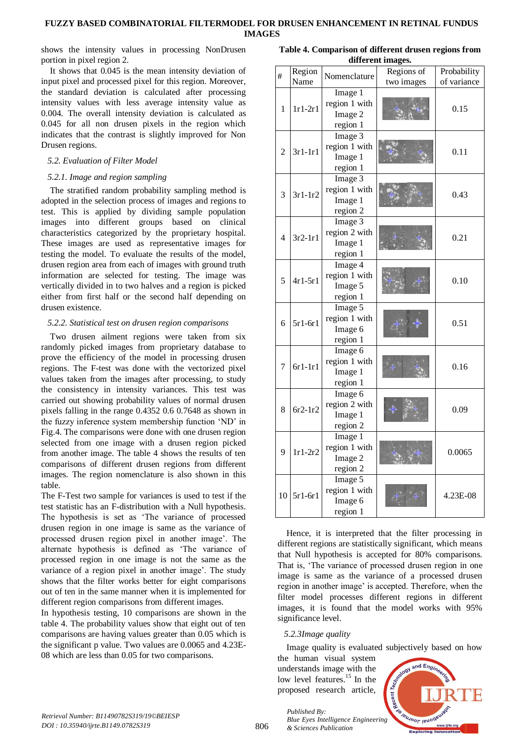shows the intensity values in processing NonDrusen portion in pixel region 2.

It shows that 0.045 is the mean intensity deviation of input pixel and processed pixel for this region. Moreover, the standard deviation is calculated after processing intensity values with less average intensity value as 0.004. The overall intensity deviation is calculated as 0.045 for all non drusen pixels in the region which indicates that the contrast is slightly improved for Non Drusen regions.

### *5.2. Evaluation of Filter Model*

#### *5.2.1. Image and region sampling*

The stratified random probability sampling method is adopted in the selection process of images and regions to test. This is applied by dividing sample population images into different groups based on clinical characteristics categorized by the proprietary hospital. These images are used as representative images for testing the model. To evaluate the results of the model, drusen region area from each of images with ground truth information are selected for testing. The image was vertically divided in to two halves and a region is picked either from first half or the second half depending on drusen existence.

#### *5.2.2. Statistical test on drusen region comparisons*

Two drusen ailment regions were taken from six randomly picked images from proprietary database to prove the efficiency of the model in processing drusen regions. The F-test was done with the vectorized pixel values taken from the images after processing, to study the consistency in intensity variances. This test was carried out showing probability values of normal drusen pixels falling in the range 0.4352 0.6 0.7648 as shown in the fuzzy inference system membership function 'ND' in Fig.4. The comparisons were done with one drusen region selected from one image with a drusen region picked from another image. The table 4 shows the results of ten comparisons of different drusen regions from different images. The region nomenclature is also shown in this table.

The F-Test two sample for variances is used to test if the test statistic has an F-distribution with a Null hypothesis. The hypothesis is set as 'The variance of processed drusen region in one image is same as the variance of processed drusen region pixel in another image'. The alternate hypothesis is defined as 'The variance of processed region in one image is not the same as the variance of a region pixel in another image'. The study shows that the filter works better for eight comparisons out of ten in the same manner when it is implemented for different region comparisons from different images.

In hypothesis testing, 10 comparisons are shown in the table 4. The probability values show that eight out of ten comparisons are having values greater than 0.05 which is the significant p value. Two values are 0.0065 and 4.23E-08 which are less than 0.05 for two comparisons.

**Table 4. Comparison of different drusen regions from different images.**

| # | Region Name | Nomenclature | Regions of two images | Probability of variance |
|---|---|---|---|---|
| 1 | 1r1-2r1 | Image 1 region 1 with Image 2 region 1 | | 0.15 |
| 2 | 3r1-1r1 | Image 3 region 1 with Image 1 region 1 | | 0.11 |
| 3 | 3r1-1r2 | Image 3 region 1 with Image 1 region 2 | | 0.43 |
| 4 | 3r2-1r1 | Image 3 region 2 with Image 1 region 1 | | 0.21 |
| 5 | 4r1-5r1 | Image 4 region 1 with Image 5 region 1 | | 0.10 |
| 6 | 5r1-6r1 | Image 5 region 1 with Image 6 region 1 | | 0.51 |
| 7 | 6r1-1r1 | Image 6 region 1 with Image 1 region 1 | | 0.16 |
| 8 | 6r2-1r2 | Image 6 region 2 with Image 1 region 2 | | 0.09 |
| 9 | 1r1-2r2 | Image 1 region 1 with Image 2 region 2 | | 0.0065 |
| 10 | 5r1-6r1 | Image 5 region 1 with Image 6 region 1 | | 4.23E-08 |

Hence, it is interpreted that the filter processing in different regions are statistically significant, which means that Null hypothesis is accepted for 80% comparisons. That is, 'The variance of processed drusen region in one image is same as the variance of a processed drusen region in another image' is accepted. Therefore, when the filter model processes different regions in different images, it is found that the model works with 95% significance level.

#### *5.2.3Image quality*

Image quality is evaluated subjectively based on how the human visual system understands image with the low level features.[15] In the proposed research article,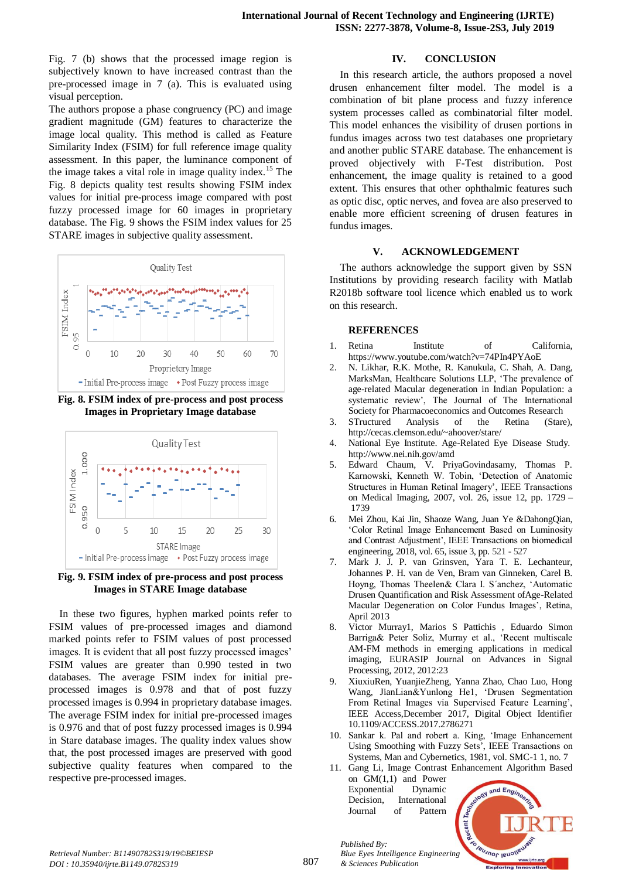Fig. 7 (b) shows that the processed image region is subjectively known to have increased contrast than the pre-processed image in 7 (a). This is evaluated using visual perception.

The authors propose a phase congruency (PC) and image gradient magnitude (GM) features to characterize the image local quality. This method is called as Feature Similarity Index (FSIM) for full reference image quality assessment. In this paper, the luminance component of the image takes a vital role in image quality index.[15] The Fig. 8 depicts quality test results showing FSIM index values for initial pre-process image compared with post fuzzy processed image for 60 images in proprietary database. The Fig. 9 shows the FSIM index values for 25 STARE images in subjective quality assessment.

**Fig. 8. FSIM index of pre-process and post process Images in Proprietary Image database**

**Fig. 9. FSIM index of pre-process and post process Images in STARE Image database**

In these two figures, hyphen marked points refer to FSIM values of pre-processed images and diamond marked points refer to FSIM values of post processed images. It is evident that all post fuzzy processed images' FSIM values are greater than 0.990 tested in two databases. The average FSIM index for initial pre-processed images is 0.978 and that of post fuzzy processed images is 0.994 in proprietary database images. The average FSIM index for initial pre-processed images is 0.976 and that of post fuzzy processed images is 0.994 in Stare database images. The quality index values show that, the post processed images are preserved with good subjective quality features when compared to the respective pre-processed images.

## IV. CONCLUSION

In this research article, the authors proposed a novel drusen enhancement filter model. The model is a combination of bit plane process and fuzzy inference system processes called as combinatorial filter model. This model enhances the visibility of drusen portions in fundus images across two test databases one proprietary and another public STARE database. The enhancement is proved objectively with F-Test distribution. Post enhancement, the image quality is retained to a good extent. This ensures that other ophthalmic features such as optic disc, optic nerves, and fovea are also preserved to enable more efficient screening of drusen features in fundus images.

## V. ACKNOWLEDGEMENT

The authors acknowledge the support given by SSN Institutions by providing research facility with Matlab R2018b software tool licence which enabled us to work on this research.

## REFERENCES

1. Retina Institute of California, https://www.youtube.com/watch?v=74PIn4PYAoE
2. N. Likhar, R.K. Mothe, R. Kanukula, C. Shah, A. Dang, MarksMan, Healthcare Solutions LLP, 'The prevalence of age-related Macular degeneration in Indian Population: a systematic review', The Journal of The International Society for Pharmacoeconomics and Outcomes Research
3. STructured Analysis of the Retina (Stare), http://cecas.clemson.edu/~ahoover/stare/
4. National Eye Institute. Age-Related Eye Disease Study. http://www.nei.nih.gov/amd
5. Edward Chaum, V. PriyaGovindasamy, Thomas P. Karnowski, Kenneth W. Tobin, 'Detection of Anatomic Structures in Human Retinal Imagery', IEEE Transactions on Medical Imaging, 2007, vol. 26, issue 12, pp. 1729 – 1739
6. Mei Zhou, Kai Jin, Shaoze Wang, Juan Ye &DahongQian, 'Color Retinal Image Enhancement Based on Luminosity and Contrast Adjustment', IEEE Transactions on biomedical engineering, 2018, vol. 65, issue 3, pp. 521 - 527
7. Mark J. J. P. van Grinsven, Yara T. E. Lechanteur, Johannes P. H. van de Ven, Bram van Ginneken, Carel B. Hoyng, Thomas Theelen& Clara I. S´anchez, 'Automatic Drusen Quantification and Risk Assessment ofAge-Related Macular Degeneration on Color Fundus Images', Retina, April 2013
8. Victor Murray1, Marios S Pattichis , Eduardo Simon Barriga& Peter Soliz, Murray et al., 'Recent multiscale AM-FM methods in emerging applications in medical imaging, EURASIP Journal on Advances in Signal Processing, 2012, 2012:23
9. XiuxiuRen, YuanjieZheng, Yanna Zhao, Chao Luo, Hong Wang, JianLian&Yunlong He1, 'Drusen Segmentation From Retinal Images via Supervised Feature Learning', IEEE Access,December 2017, Digital Object Identifier 10.1109/ACCESS.2017.2786271
10. Sankar k. Pal and robert a. King, 'Image Enhancement Using Smoothing with Fuzzy Sets', IEEE Transactions on Systems, Man and Cybernetics, 1981, vol. SMC-1 1, no. 7
11. Gang Li, Image Contrast Enhancement Algorithm Based on GM(1,1) and Power Exponential Dynamic Decision, International Journal of Pattern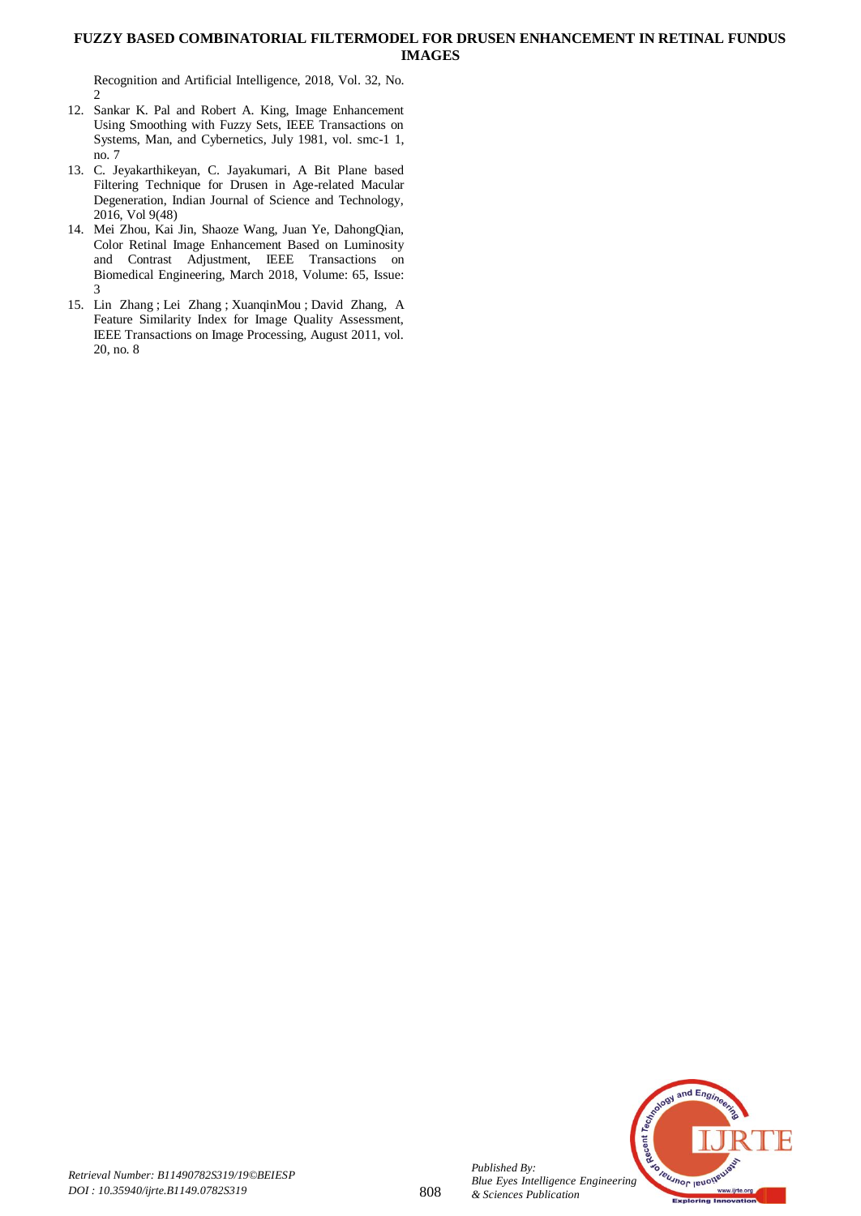Recognition and Artificial Intelligence, 2018, Vol. 32, No. 2

12. Sankar K. Pal and Robert A. King, Image Enhancement Using Smoothing with Fuzzy Sets, IEEE Transactions on Systems, Man, and Cybernetics, July 1981, vol. smc-1 1, no. 7
13. C. Jeyakarthikeyan, C. Jayakumari, A Bit Plane based Filtering Technique for Drusen in Age-related Macular Degeneration, Indian Journal of Science and Technology, 2016, Vol 9(48)
14. Mei Zhou, Kai Jin, Shaoze Wang, Juan Ye, DahongQian, Color Retinal Image Enhancement Based on Luminosity and Contrast Adjustment, IEEE Transactions on Biomedical Engineering, March 2018, Volume: 65, Issue: 3
15. Lin Zhang ; Lei Zhang ; XuanqinMou ; David Zhang, A Feature Similarity Index for Image Quality Assessment, IEEE Transactions on Image Processing, August 2011, vol. 20, no. 8